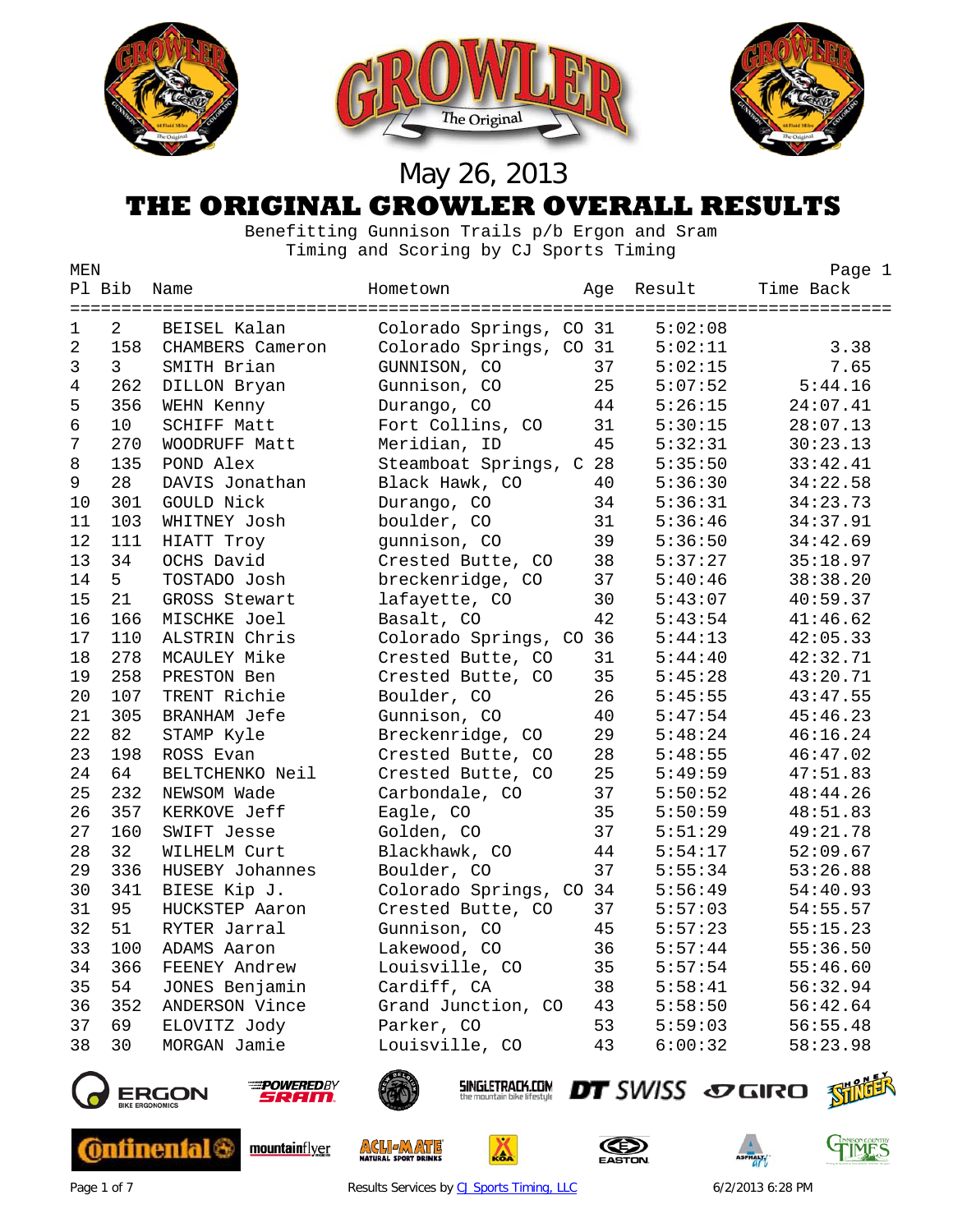May 26, 2013

# THE ORIGINAL GROWLER OVERALL RESULTS

Benefitting Gunnison Trails p/b Ergon and Sram
Timing and Scoring by CJ Sports Timing

MEN

| Pl | Bib | Name | Hometown | Age | Result | Time Back |
|---|---|---|---|---|---|---|
| 1 | 2 | BEISEL Kalan | Colorado Springs, CO | 31 | 5:02:08 | |
| 2 | 158 | CHAMBERS Cameron | Colorado Springs, CO | 31 | 5:02:11 | 3.38 |
| 3 | 3 | SMITH Brian | GUNNISON, CO | 37 | 5:02:15 | 7.65 |
| 4 | 262 | DILLON Bryan | Gunnison, CO | 25 | 5:07:52 | 5:44.16 |
| 5 | 356 | WEHN Kenny | Durango, CO | 44 | 5:26:15 | 24:07.41 |
| 6 | 10 | SCHIFF Matt | Fort Collins, CO | 31 | 5:30:15 | 28:07.13 |
| 7 | 270 | WOODRUFF Matt | Meridian, ID | 45 | 5:32:31 | 30:23.13 |
| 8 | 135 | POND Alex | Steamboat Springs, C | 28 | 5:35:50 | 33:42.41 |
| 9 | 28 | DAVIS Jonathan | Black Hawk, CO | 40 | 5:36:30 | 34:22.58 |
| 10 | 301 | GOULD Nick | Durango, CO | 34 | 5:36:31 | 34:23.73 |
| 11 | 103 | WHITNEY Josh | boulder, CO | 31 | 5:36:46 | 34:37.91 |
| 12 | 111 | HIATT Troy | gunnison, CO | 39 | 5:36:50 | 34:42.69 |
| 13 | 34 | OCHS David | Crested Butte, CO | 38 | 5:37:27 | 35:18.97 |
| 14 | 5 | TOSTADO Josh | breckenridge, CO | 37 | 5:40:46 | 38:38.20 |
| 15 | 21 | GROSS Stewart | lafayette, CO | 30 | 5:43:07 | 40:59.37 |
| 16 | 166 | MISCHKE Joel | Basalt, CO | 42 | 5:43:54 | 41:46.62 |
| 17 | 110 | ALSTRIN Chris | Colorado Springs, CO | 36 | 5:44:13 | 42:05.33 |
| 18 | 278 | MCAULEY Mike | Crested Butte, CO | 31 | 5:44:40 | 42:32.71 |
| 19 | 258 | PRESTON Ben | Crested Butte, CO | 35 | 5:45:28 | 43:20.71 |
| 20 | 107 | TRENT Richie | Boulder, CO | 26 | 5:45:55 | 43:47.55 |
| 21 | 305 | BRANHAM Jefe | Gunnison, CO | 40 | 5:47:54 | 45:46.23 |
| 22 | 82 | STAMP Kyle | Breckenridge, CO | 29 | 5:48:24 | 46:16.24 |
| 23 | 198 | ROSS Evan | Crested Butte, CO | 28 | 5:48:55 | 46:47.02 |
| 24 | 64 | BELTCHENKO Neil | Crested Butte, CO | 25 | 5:49:59 | 47:51.83 |
| 25 | 232 | NEWSOM Wade | Carbondale, CO | 37 | 5:50:52 | 48:44.26 |
| 26 | 357 | KERKOVE Jeff | Eagle, CO | 35 | 5:50:59 | 48:51.83 |
| 27 | 160 | SWIFT Jesse | Golden, CO | 37 | 5:51:29 | 49:21.78 |
| 28 | 32 | WILHELM Curt | Blackhawk, CO | 44 | 5:54:17 | 52:09.67 |
| 29 | 336 | HUSEBY Johannes | Boulder, CO | 37 | 5:55:34 | 53:26.88 |
| 30 | 341 | BIESE Kip J. | Colorado Springs, CO | 34 | 5:56:49 | 54:40.93 |
| 31 | 95 | HUCKSTEP Aaron | Crested Butte, CO | 37 | 5:57:03 | 54:55.57 |
| 32 | 51 | RYTER Jarral | Gunnison, CO | 45 | 5:57:23 | 55:15.23 |
| 33 | 100 | ADAMS Aaron | Lakewood, CO | 36 | 5:57:44 | 55:36.50 |
| 34 | 366 | FEENEY Andrew | Louisville, CO | 35 | 5:57:54 | 55:46.60 |
| 35 | 54 | JONES Benjamin | Cardiff, CA | 38 | 5:58:41 | 56:32.94 |
| 36 | 352 | ANDERSON Vince | Grand Junction, CO | 43 | 5:58:50 | 56:42.64 |
| 37 | 69 | ELOVITZ Jody | Parker, CO | 53 | 5:59:03 | 56:55.48 |
| 38 | 30 | MORGAN Jamie | Louisville, CO | 43 | 6:00:32 | 58:23.98 |

Results Services by CJ Sports Timing, LLC

6/2/2013 6:28 PM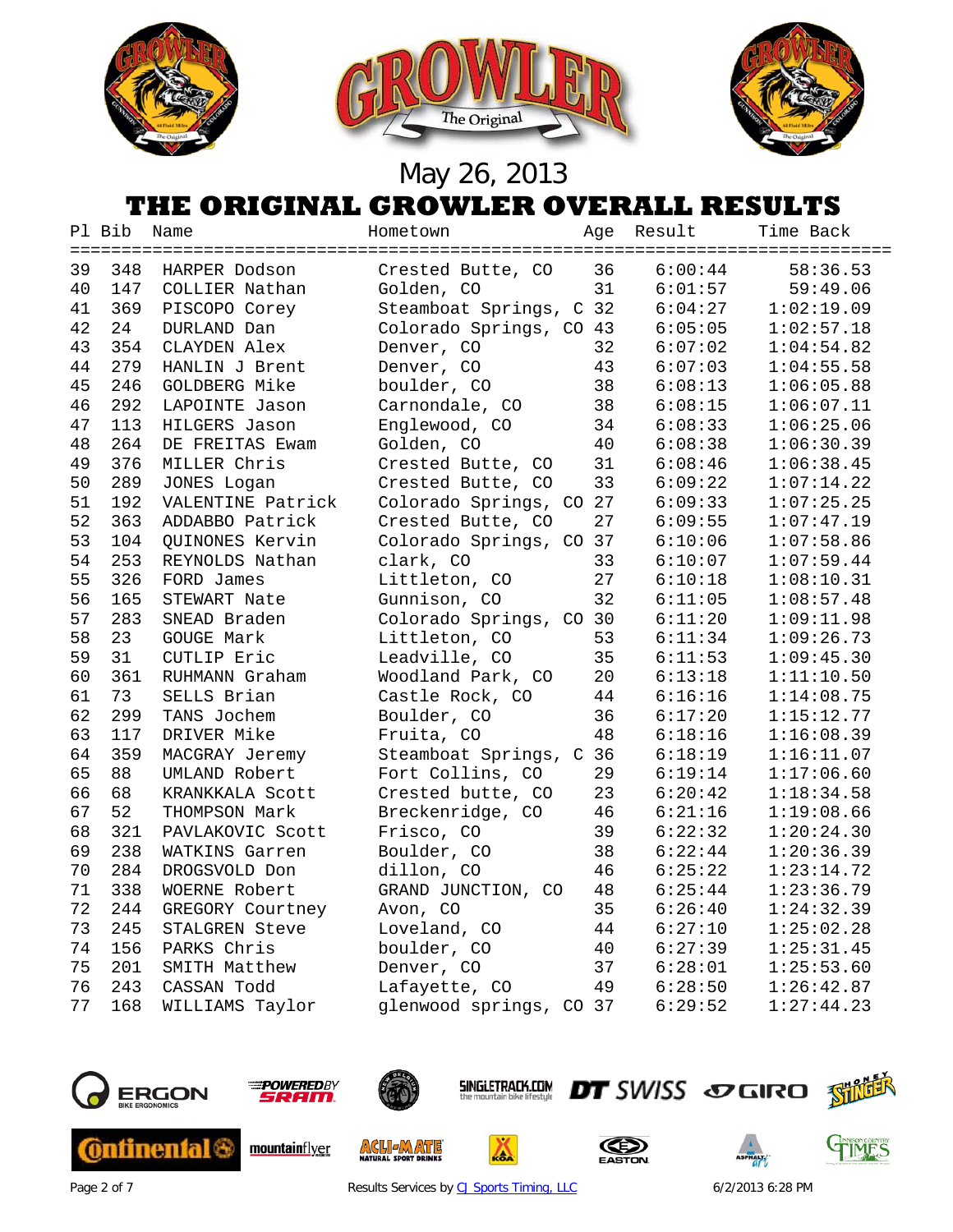May 26, 2013

# THE ORIGINAL GROWLER OVERALL RESULTS

| Pl | Bib | Name | Hometown | Age | Result | Time Back |
|---|---|---|---|---|---|---|
| 39 | 348 | HARPER Dodson | Crested Butte, CO | 36 | 6:00:44 | 58:36.53 |
| 40 | 147 | COLLIER Nathan | Golden, CO | 31 | 6:01:57 | 59:49.06 |
| 41 | 369 | PISCOPO Corey | Steamboat Springs, C | 32 | 6:04:27 | 1:02:19.09 |
| 42 | 24 | DURLAND Dan | Colorado Springs, CO | 43 | 6:05:05 | 1:02:57.18 |
| 43 | 354 | CLAYDEN Alex | Denver, CO | 32 | 6:07:02 | 1:04:54.82 |
| 44 | 279 | HANLIN J Brent | Denver, CO | 43 | 6:07:03 | 1:04:55.58 |
| 45 | 246 | GOLDBERG Mike | boulder, CO | 38 | 6:08:13 | 1:06:05.88 |
| 46 | 292 | LAPOINTE Jason | Carnondale, CO | 38 | 6:08:15 | 1:06:07.11 |
| 47 | 113 | HILGERS Jason | Englewood, CO | 34 | 6:08:33 | 1:06:25.06 |
| 48 | 264 | DE FREITAS Ewam | Golden, CO | 40 | 6:08:38 | 1:06:30.39 |
| 49 | 376 | MILLER Chris | Crested Butte, CO | 31 | 6:08:46 | 1:06:38.45 |
| 50 | 289 | JONES Logan | Crested Butte, CO | 33 | 6:09:22 | 1:07:14.22 |
| 51 | 192 | VALENTINE Patrick | Colorado Springs, CO | 27 | 6:09:33 | 1:07:25.25 |
| 52 | 363 | ADDABBO Patrick | Crested Butte, CO | 27 | 6:09:55 | 1:07:47.19 |
| 53 | 104 | QUINONES Kervin | Colorado Springs, CO | 37 | 6:10:06 | 1:07:58.86 |
| 54 | 253 | REYNOLDS Nathan | clark, CO | 33 | 6:10:07 | 1:07:59.44 |
| 55 | 326 | FORD James | Littleton, CO | 27 | 6:10:18 | 1:08:10.31 |
| 56 | 165 | STEWART Nate | Gunnison, CO | 32 | 6:11:05 | 1:08:57.48 |
| 57 | 283 | SNEAD Braden | Colorado Springs, CO | 30 | 6:11:20 | 1:09:11.98 |
| 58 | 23 | GOUGE Mark | Littleton, CO | 53 | 6:11:34 | 1:09:26.73 |
| 59 | 31 | CUTLIP Eric | Leadville, CO | 35 | 6:11:53 | 1:09:45.30 |
| 60 | 361 | RUHMANN Graham | Woodland Park, CO | 20 | 6:13:18 | 1:11:10.50 |
| 61 | 73 | SELLS Brian | Castle Rock, CO | 44 | 6:16:16 | 1:14:08.75 |
| 62 | 299 | TANS Jochem | Boulder, CO | 36 | 6:17:20 | 1:15:12.77 |
| 63 | 117 | DRIVER Mike | Fruita, CO | 48 | 6:18:16 | 1:16:08.39 |
| 64 | 359 | MACGRAY Jeremy | Steamboat Springs, C | 36 | 6:18:19 | 1:16:11.07 |
| 65 | 88 | UMLAND Robert | Fort Collins, CO | 29 | 6:19:14 | 1:17:06.60 |
| 66 | 68 | KRANKKALA Scott | Crested butte, CO | 23 | 6:20:42 | 1:18:34.58 |
| 67 | 52 | THOMPSON Mark | Breckenridge, CO | 46 | 6:21:16 | 1:19:08.66 |
| 68 | 321 | PAVLAKOVIC Scott | Frisco, CO | 39 | 6:22:32 | 1:20:24.30 |
| 69 | 238 | WATKINS Garren | Boulder, CO | 38 | 6:22:44 | 1:20:36.39 |
| 70 | 284 | DROGSVOLD Don | dillon, CO | 46 | 6:25:22 | 1:23:14.72 |
| 71 | 338 | WOERNE Robert | GRAND JUNCTION, CO | 48 | 6:25:44 | 1:23:36.79 |
| 72 | 244 | GREGORY Courtney | Avon, CO | 35 | 6:26:40 | 1:24:32.39 |
| 73 | 245 | STALGREN Steve | Loveland, CO | 44 | 6:27:10 | 1:25:02.28 |
| 74 | 156 | PARKS Chris | boulder, CO | 40 | 6:27:39 | 1:25:31.45 |
| 75 | 201 | SMITH Matthew | Denver, CO | 37 | 6:28:01 | 1:25:53.60 |
| 76 | 243 | CASSAN Todd | Lafayette, CO | 49 | 6:28:50 | 1:26:42.87 |
| 77 | 168 | WILLIAMS Taylor | glenwood springs, CO | 37 | 6:29:52 | 1:27:44.23 |

Results Services by CJ Sports Timing, LLC — 6/2/2013 6:28 PM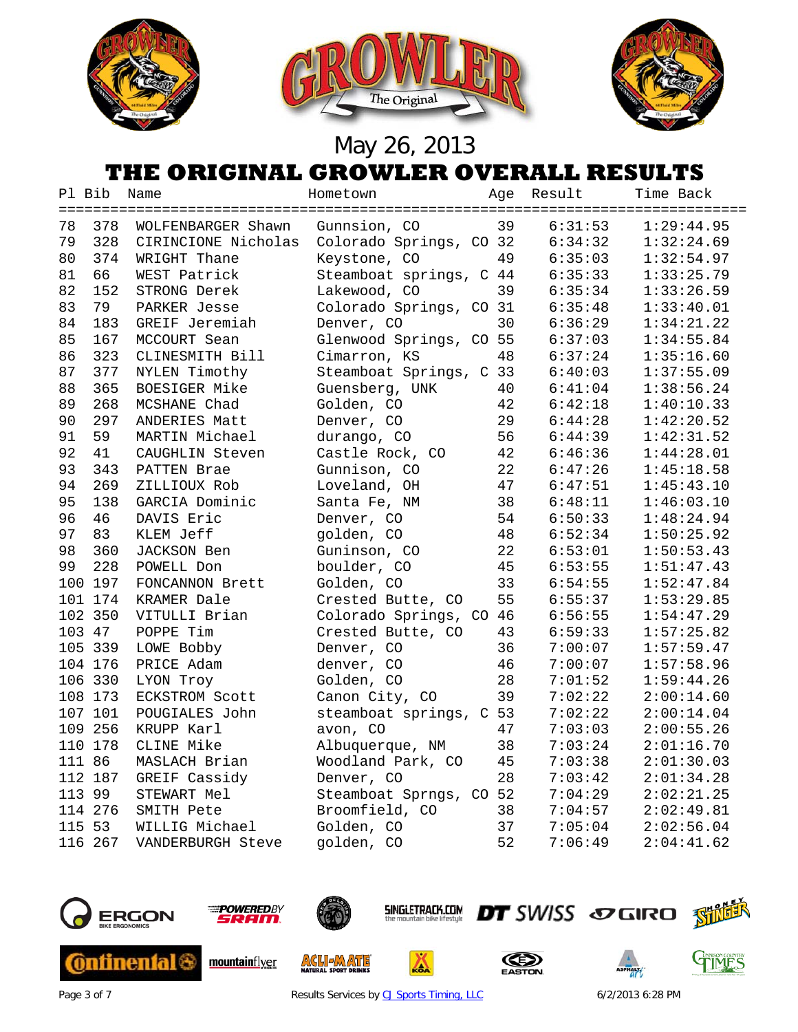May 26, 2013

# THE ORIGINAL GROWLER OVERALL RESULTS

| Pl | Bib | Name | Hometown | Age | Result | Time Back |
|---|---|---|---|---|---|---|
| 78 | 378 | WOLFENBARGER Shawn | Gunnsion, CO | 39 | 6:31:53 | 1:29:44.95 |
| 79 | 328 | CIRINCIONE Nicholas | Colorado Springs, CO | 32 | 6:34:32 | 1:32:24.69 |
| 80 | 374 | WRIGHT Thane | Keystone, CO | 49 | 6:35:03 | 1:32:54.97 |
| 81 | 66 | WEST Patrick | Steamboat springs, C | 44 | 6:35:33 | 1:33:25.79 |
| 82 | 152 | STRONG Derek | Lakewood, CO | 39 | 6:35:34 | 1:33:26.59 |
| 83 | 79 | PARKER Jesse | Colorado Springs, CO | 31 | 6:35:48 | 1:33:40.01 |
| 84 | 183 | GREIF Jeremiah | Denver, CO | 30 | 6:36:29 | 1:34:21.22 |
| 85 | 167 | MCCOURT Sean | Glenwood Springs, CO | 55 | 6:37:03 | 1:34:55.84 |
| 86 | 323 | CLINESMITH Bill | Cimarron, KS | 48 | 6:37:24 | 1:35:16.60 |
| 87 | 377 | NYLEN Timothy | Steamboat Springs, C | 33 | 6:40:03 | 1:37:55.09 |
| 88 | 365 | BOESIGER Mike | Guensberg, UNK | 40 | 6:41:04 | 1:38:56.24 |
| 89 | 268 | MCSHANE Chad | Golden, CO | 42 | 6:42:18 | 1:40:10.33 |
| 90 | 297 | ANDERIES Matt | Denver, CO | 29 | 6:44:28 | 1:42:20.52 |
| 91 | 59 | MARTIN Michael | durango, CO | 56 | 6:44:39 | 1:42:31.52 |
| 92 | 41 | CAUGHLIN Steven | Castle Rock, CO | 42 | 6:46:36 | 1:44:28.01 |
| 93 | 343 | PATTEN Brae | Gunnison, CO | 22 | 6:47:26 | 1:45:18.58 |
| 94 | 269 | ZILLIOUX Rob | Loveland, OH | 47 | 6:47:51 | 1:45:43.10 |
| 95 | 138 | GARCIA Dominic | Santa Fe, NM | 38 | 6:48:11 | 1:46:03.10 |
| 96 | 46 | DAVIS Eric | Denver, CO | 54 | 6:50:33 | 1:48:24.94 |
| 97 | 83 | KLEM Jeff | golden, CO | 48 | 6:52:34 | 1:50:25.92 |
| 98 | 360 | JACKSON Ben | Guninson, CO | 22 | 6:53:01 | 1:50:53.43 |
| 99 | 228 | POWELL Don | boulder, CO | 45 | 6:53:55 | 1:51:47.43 |
| 100 | 197 | FONCANNON Brett | Golden, CO | 33 | 6:54:55 | 1:52:47.84 |
| 101 | 174 | KRAMER Dale | Crested Butte, CO | 55 | 6:55:37 | 1:53:29.85 |
| 102 | 350 | VITULLI Brian | Colorado Springs, CO | 46 | 6:56:55 | 1:54:47.29 |
| 103 | 47 | POPPE Tim | Crested Butte, CO | 43 | 6:59:33 | 1:57:25.82 |
| 105 | 339 | LOWE Bobby | Denver, CO | 36 | 7:00:07 | 1:57:59.47 |
| 104 | 176 | PRICE Adam | denver, CO | 46 | 7:00:07 | 1:57:58.96 |
| 106 | 330 | LYON Troy | Golden, CO | 28 | 7:01:52 | 1:59:44.26 |
| 108 | 173 | ECKSTROM Scott | Canon City, CO | 39 | 7:02:22 | 2:00:14.60 |
| 107 | 101 | POUGIALES John | steamboat springs, C | 53 | 7:02:22 | 2:00:14.04 |
| 109 | 256 | KRUPP Karl | avon, CO | 47 | 7:03:03 | 2:00:55.26 |
| 110 | 178 | CLINE Mike | Albuquerque, NM | 38 | 7:03:24 | 2:01:16.70 |
| 111 | 86 | MASLACH Brian | Woodland Park, CO | 45 | 7:03:38 | 2:01:30.03 |
| 112 | 187 | GREIF Cassidy | Denver, CO | 28 | 7:03:42 | 2:01:34.28 |
| 113 | 99 | STEWART Mel | Steamboat Sprngs, CO | 52 | 7:04:29 | 2:02:21.25 |
| 114 | 276 | SMITH Pete | Broomfield, CO | 38 | 7:04:57 | 2:02:49.81 |
| 115 | 53 | WILLIG Michael | Golden, CO | 37 | 7:05:04 | 2:02:56.04 |
| 116 | 267 | VANDERBURGH Steve | golden, CO | 52 | 7:06:49 | 2:04:41.62 |

Results Services by CJ Sports Timing, LLC — 6/2/2013 6:28 PM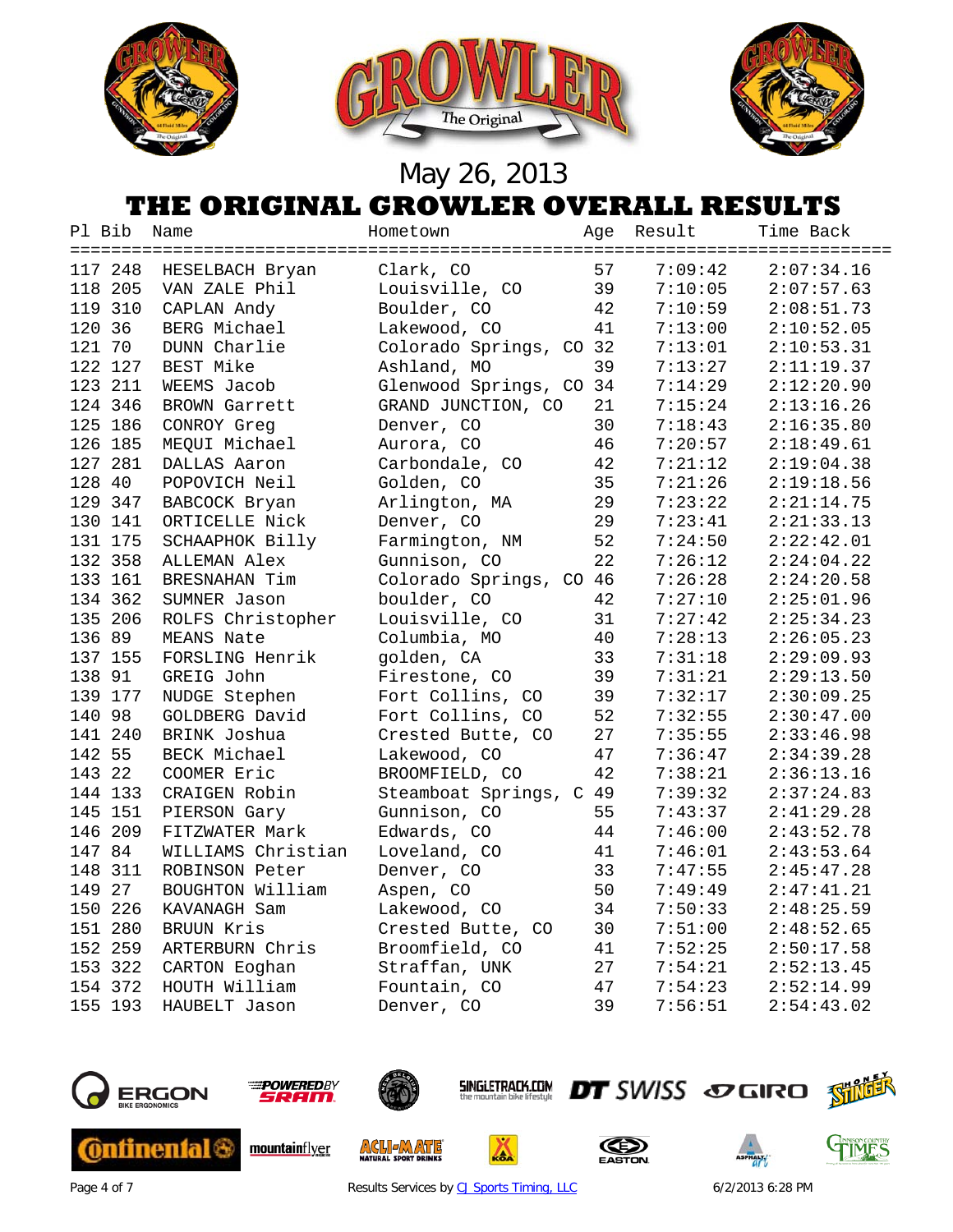May 26, 2013

# THE ORIGINAL GROWLER OVERALL RESULTS

| Pl | Bib | Name | Hometown | Age | Result | Time Back |
|---|---|---|---|---|---|---|
| 117 | 248 | HESELBACH Bryan | Clark, CO | 57 | 7:09:42 | 2:07:34.16 |
| 118 | 205 | VAN ZALE Phil | Louisville, CO | 39 | 7:10:05 | 2:07:57.63 |
| 119 | 310 | CAPLAN Andy | Boulder, CO | 42 | 7:10:59 | 2:08:51.73 |
| 120 | 36 | BERG Michael | Lakewood, CO | 41 | 7:13:00 | 2:10:52.05 |
| 121 | 70 | DUNN Charlie | Colorado Springs, CO | 32 | 7:13:01 | 2:10:53.31 |
| 122 | 127 | BEST Mike | Ashland, MO | 39 | 7:13:27 | 2:11:19.37 |
| 123 | 211 | WEEMS Jacob | Glenwood Springs, CO | 34 | 7:14:29 | 2:12:20.90 |
| 124 | 346 | BROWN Garrett | GRAND JUNCTION, CO | 21 | 7:15:24 | 2:13:16.26 |
| 125 | 186 | CONROY Greg | Denver, CO | 30 | 7:18:43 | 2:16:35.80 |
| 126 | 185 | MEQUI Michael | Aurora, CO | 46 | 7:20:57 | 2:18:49.61 |
| 127 | 281 | DALLAS Aaron | Carbondale, CO | 42 | 7:21:12 | 2:19:04.38 |
| 128 | 40 | POPOVICH Neil | Golden, CO | 35 | 7:21:26 | 2:19:18.56 |
| 129 | 347 | BABCOCK Bryan | Arlington, MA | 29 | 7:23:22 | 2:21:14.75 |
| 130 | 141 | ORTICELLE Nick | Denver, CO | 29 | 7:23:41 | 2:21:33.13 |
| 131 | 175 | SCHAAPHOK Billy | Farmington, NM | 52 | 7:24:50 | 2:22:42.01 |
| 132 | 358 | ALLEMAN Alex | Gunnison, CO | 22 | 7:26:12 | 2:24:04.22 |
| 133 | 161 | BRESNAHAN Tim | Colorado Springs, CO | 46 | 7:26:28 | 2:24:20.58 |
| 134 | 362 | SUMNER Jason | boulder, CO | 42 | 7:27:10 | 2:25:01.96 |
| 135 | 206 | ROLFS Christopher | Louisville, CO | 31 | 7:27:42 | 2:25:34.23 |
| 136 | 89 | MEANS Nate | Columbia, MO | 40 | 7:28:13 | 2:26:05.23 |
| 137 | 155 | FORSLING Henrik | golden, CA | 33 | 7:31:18 | 2:29:09.93 |
| 138 | 91 | GREIG John | Firestone, CO | 39 | 7:31:21 | 2:29:13.50 |
| 139 | 177 | NUDGE Stephen | Fort Collins, CO | 39 | 7:32:17 | 2:30:09.25 |
| 140 | 98 | GOLDBERG David | Fort Collins, CO | 52 | 7:32:55 | 2:30:47.00 |
| 141 | 240 | BRINK Joshua | Crested Butte, CO | 27 | 7:35:55 | 2:33:46.98 |
| 142 | 55 | BECK Michael | Lakewood, CO | 47 | 7:36:47 | 2:34:39.28 |
| 143 | 22 | COOMER Eric | BROOMFIELD, CO | 42 | 7:38:21 | 2:36:13.16 |
| 144 | 133 | CRAIGEN Robin | Steamboat Springs, C | 49 | 7:39:32 | 2:37:24.83 |
| 145 | 151 | PIERSON Gary | Gunnison, CO | 55 | 7:43:37 | 2:41:29.28 |
| 146 | 209 | FITZWATER Mark | Edwards, CO | 44 | 7:46:00 | 2:43:52.78 |
| 147 | 84 | WILLIAMS Christian | Loveland, CO | 41 | 7:46:01 | 2:43:53.64 |
| 148 | 311 | ROBINSON Peter | Denver, CO | 33 | 7:47:55 | 2:45:47.28 |
| 149 | 27 | BOUGHTON William | Aspen, CO | 50 | 7:49:49 | 2:47:41.21 |
| 150 | 226 | KAVANAGH Sam | Lakewood, CO | 34 | 7:50:33 | 2:48:25.59 |
| 151 | 280 | BRUUN Kris | Crested Butte, CO | 30 | 7:51:00 | 2:48:52.65 |
| 152 | 259 | ARTERBURN Chris | Broomfield, CO | 41 | 7:52:25 | 2:50:17.58 |
| 153 | 322 | CARTON Eoghan | Straffan, UNK | 27 | 7:54:21 | 2:52:13.45 |
| 154 | 372 | HOUTH William | Fountain, CO | 47 | 7:54:23 | 2:52:14.99 |
| 155 | 193 | HAUBELT Jason | Denver, CO | 39 | 7:56:51 | 2:54:43.02 |

Results Services by CJ Sports Timing, LLC

6/2/2013 6:28 PM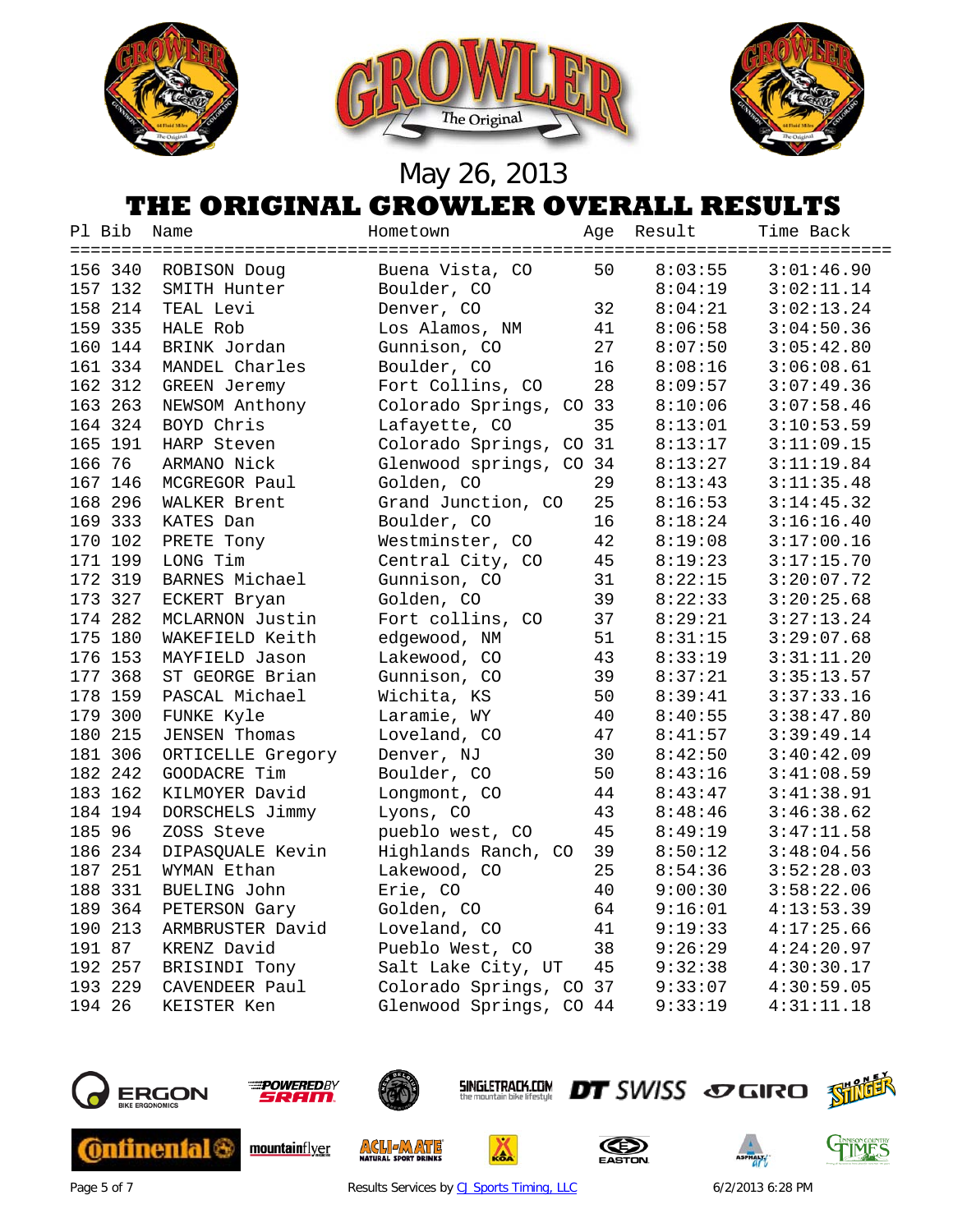May 26, 2013

# THE ORIGINAL GROWLER OVERALL RESULTS

| Pl | Bib | Name | Hometown | Age | Result | Time Back |
|---|---|---|---|---|---|---|
| 156 | 340 | ROBISON Doug | Buena Vista, CO | 50 | 8:03:55 | 3:01:46.90 |
| 157 | 132 | SMITH Hunter | Boulder, CO | | 8:04:19 | 3:02:11.14 |
| 158 | 214 | TEAL Levi | Denver, CO | 32 | 8:04:21 | 3:02:13.24 |
| 159 | 335 | HALE Rob | Los Alamos, NM | 41 | 8:06:58 | 3:04:50.36 |
| 160 | 144 | BRINK Jordan | Gunnison, CO | 27 | 8:07:50 | 3:05:42.80 |
| 161 | 334 | MANDEL Charles | Boulder, CO | 16 | 8:08:16 | 3:06:08.61 |
| 162 | 312 | GREEN Jeremy | Fort Collins, CO | 28 | 8:09:57 | 3:07:49.36 |
| 163 | 263 | NEWSOM Anthony | Colorado Springs, CO | 33 | 8:10:06 | 3:07:58.46 |
| 164 | 324 | BOYD Chris | Lafayette, CO | 35 | 8:13:01 | 3:10:53.59 |
| 165 | 191 | HARP Steven | Colorado Springs, CO | 31 | 8:13:17 | 3:11:09.15 |
| 166 | 76 | ARMANO Nick | Glenwood springs, CO | 34 | 8:13:27 | 3:11:19.84 |
| 167 | 146 | MCGREGOR Paul | Golden, CO | 29 | 8:13:43 | 3:11:35.48 |
| 168 | 296 | WALKER Brent | Grand Junction, CO | 25 | 8:16:53 | 3:14:45.32 |
| 169 | 333 | KATES Dan | Boulder, CO | 16 | 8:18:24 | 3:16:16.40 |
| 170 | 102 | PRETE Tony | Westminster, CO | 42 | 8:19:08 | 3:17:00.16 |
| 171 | 199 | LONG Tim | Central City, CO | 45 | 8:19:23 | 3:17:15.70 |
| 172 | 319 | BARNES Michael | Gunnison, CO | 31 | 8:22:15 | 3:20:07.72 |
| 173 | 327 | ECKERT Bryan | Golden, CO | 39 | 8:22:33 | 3:20:25.68 |
| 174 | 282 | MCLARNON Justin | Fort collins, CO | 37 | 8:29:21 | 3:27:13.24 |
| 175 | 180 | WAKEFIELD Keith | edgewood, NM | 51 | 8:31:15 | 3:29:07.68 |
| 176 | 153 | MAYFIELD Jason | Lakewood, CO | 43 | 8:33:19 | 3:31:11.20 |
| 177 | 368 | ST GEORGE Brian | Gunnison, CO | 39 | 8:37:21 | 3:35:13.57 |
| 178 | 159 | PASCAL Michael | Wichita, KS | 50 | 8:39:41 | 3:37:33.16 |
| 179 | 300 | FUNKE Kyle | Laramie, WY | 40 | 8:40:55 | 3:38:47.80 |
| 180 | 215 | JENSEN Thomas | Loveland, CO | 47 | 8:41:57 | 3:39:49.14 |
| 181 | 306 | ORTICELLE Gregory | Denver, NJ | 30 | 8:42:50 | 3:40:42.09 |
| 182 | 242 | GOODACRE Tim | Boulder, CO | 50 | 8:43:16 | 3:41:08.59 |
| 183 | 162 | KILMOYER David | Longmont, CO | 44 | 8:43:47 | 3:41:38.91 |
| 184 | 194 | DORSCHELS Jimmy | Lyons, CO | 43 | 8:48:46 | 3:46:38.62 |
| 185 | 96 | ZOSS Steve | pueblo west, CO | 45 | 8:49:19 | 3:47:11.58 |
| 186 | 234 | DIPASQUALE Kevin | Highlands Ranch, CO | 39 | 8:50:12 | 3:48:04.56 |
| 187 | 251 | WYMAN Ethan | Lakewood, CO | 25 | 8:54:36 | 3:52:28.03 |
| 188 | 331 | BUELING John | Erie, CO | 40 | 9:00:30 | 3:58:22.06 |
| 189 | 364 | PETERSON Gary | Golden, CO | 64 | 9:16:01 | 4:13:53.39 |
| 190 | 213 | ARMBRUSTER David | Loveland, CO | 41 | 9:19:33 | 4:17:25.66 |
| 191 | 87 | KRENZ David | Pueblo West, CO | 38 | 9:26:29 | 4:24:20.97 |
| 192 | 257 | BRISINDI Tony | Salt Lake City, UT | 45 | 9:32:38 | 4:30:30.17 |
| 193 | 229 | CAVENDEER Paul | Colorado Springs, CO | 37 | 9:33:07 | 4:30:59.05 |
| 194 | 26 | KEISTER Ken | Glenwood Springs, CO | 44 | 9:33:19 | 4:31:11.18 |

Results Services by CJ Sports Timing, LLC

6/2/2013 6:28 PM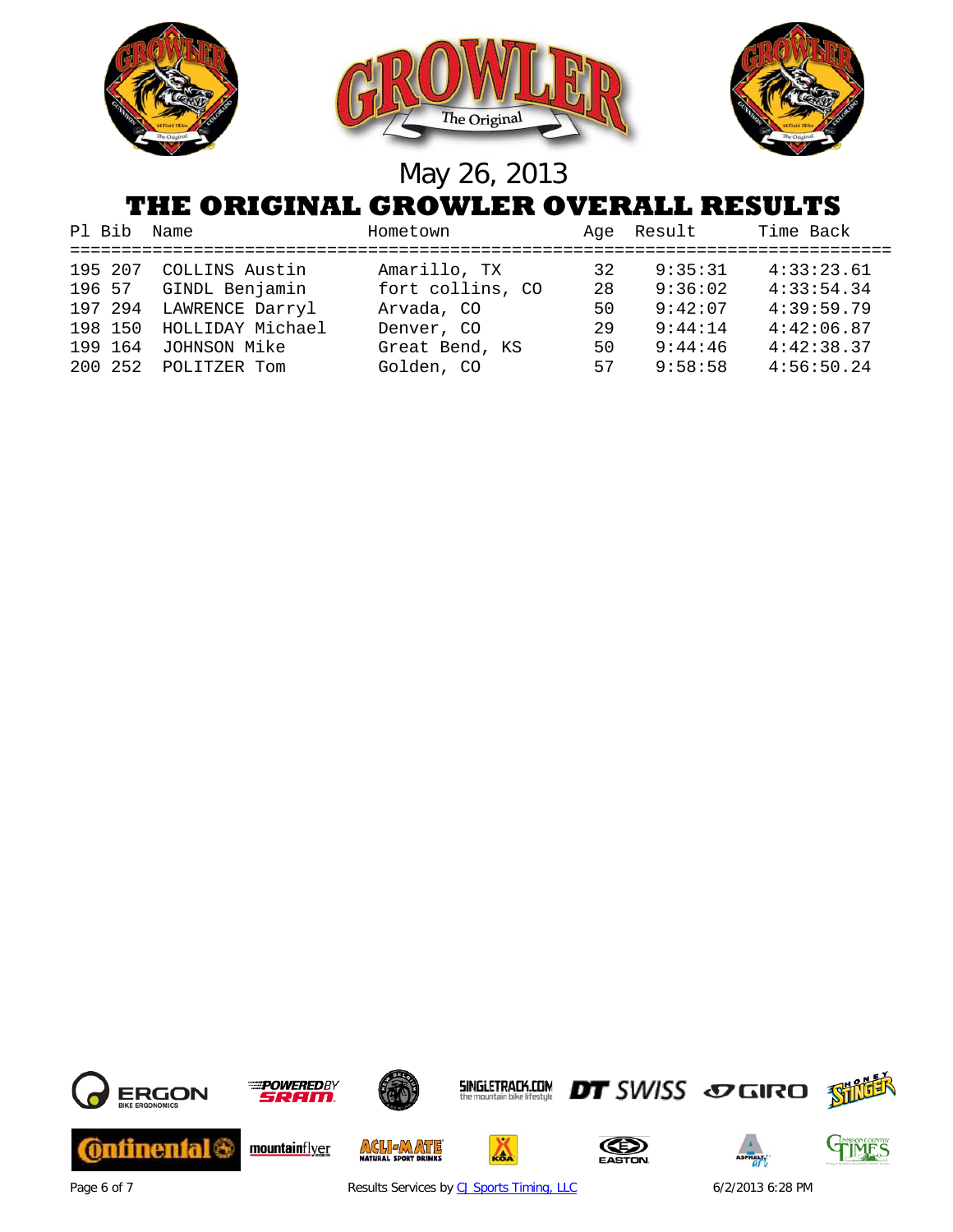May 26, 2013

# THE ORIGINAL GROWLER OVERALL RESULTS

| Pl | Bib | Name | Hometown | Age | Result | Time Back |
|---|---|---|---|---|---|---|
| 195 | 207 | COLLINS Austin | Amarillo, TX | 32 | 9:35:31 | 4:33:23.61 |
| 196 | 57 | GINDL Benjamin | fort collins, CO | 28 | 9:36:02 | 4:33:54.34 |
| 197 | 294 | LAWRENCE Darryl | Arvada, CO | 50 | 9:42:07 | 4:39:59.79 |
| 198 | 150 | HOLLIDAY Michael | Denver, CO | 29 | 9:44:14 | 4:42:06.87 |
| 199 | 164 | JOHNSON Mike | Great Bend, KS | 50 | 9:44:46 | 4:42:38.37 |
| 200 | 252 | POLITZER Tom | Golden, CO | 57 | 9:58:58 | 4:56:50.24 |

Results Services by CJ Sports Timing, LLC

6/2/2013 6:28 PM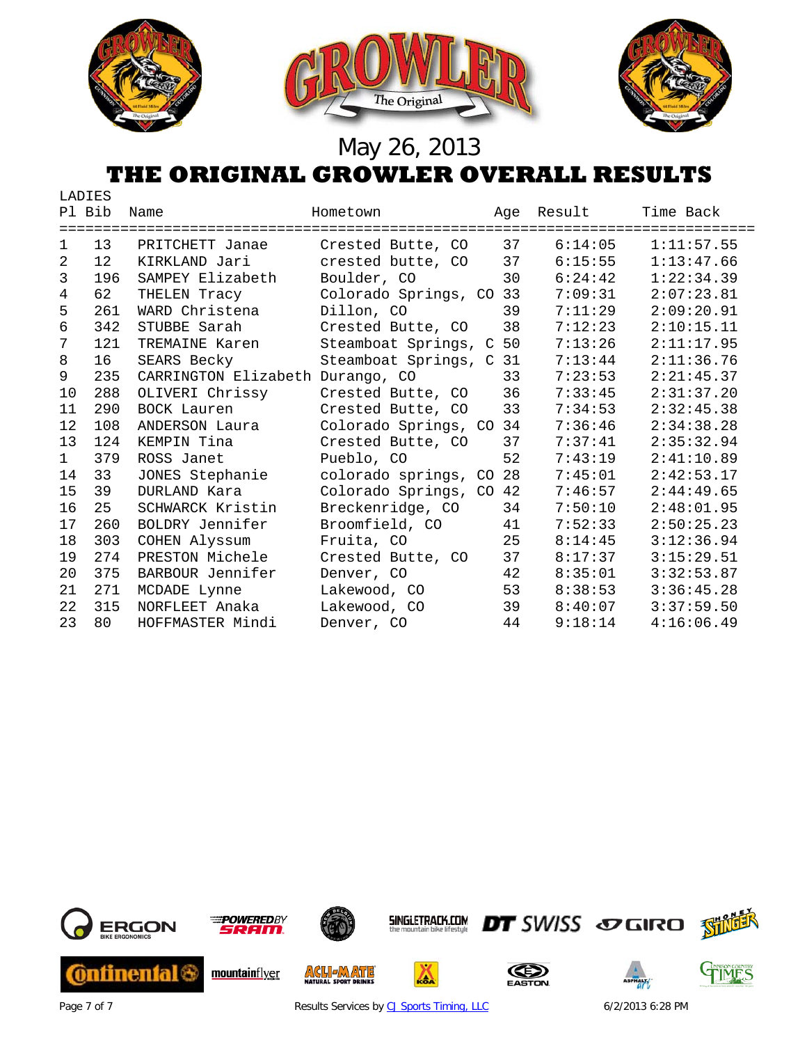May 26, 2013

# THE ORIGINAL GROWLER OVERALL RESULTS

LADIES

| Pl | Bib | Name | Hometown | Age | Result | Time Back |
|---|---|---|---|---|---|---|
| 1 | 13 | PRITCHETT Janae | Crested Butte, CO | 37 | 6:14:05 | 1:11:57.55 |
| 2 | 12 | KIRKLAND Jari | crested butte, CO | 37 | 6:15:55 | 1:13:47.66 |
| 3 | 196 | SAMPEY Elizabeth | Boulder, CO | 30 | 6:24:42 | 1:22:34.39 |
| 4 | 62 | THELEN Tracy | Colorado Springs, CO | 33 | 7:09:31 | 2:07:23.81 |
| 5 | 261 | WARD Christena | Dillon, CO | 39 | 7:11:29 | 2:09:20.91 |
| 6 | 342 | STUBBE Sarah | Crested Butte, CO | 38 | 7:12:23 | 2:10:15.11 |
| 7 | 121 | TREMAINE Karen | Steamboat Springs, C | 50 | 7:13:26 | 2:11:17.95 |
| 8 | 16 | SEARS Becky | Steamboat Springs, C | 31 | 7:13:44 | 2:11:36.76 |
| 9 | 235 | CARRINGTON Elizabeth | Durango, CO | 33 | 7:23:53 | 2:21:45.37 |
| 10 | 288 | OLIVERI Chrissy | Crested Butte, CO | 36 | 7:33:45 | 2:31:37.20 |
| 11 | 290 | BOCK Lauren | Crested Butte, CO | 33 | 7:34:53 | 2:32:45.38 |
| 12 | 108 | ANDERSON Laura | Colorado Springs, CO | 34 | 7:36:46 | 2:34:38.28 |
| 13 | 124 | KEMPIN Tina | Crested Butte, CO | 37 | 7:37:41 | 2:35:32.94 |
| 1 | 379 | ROSS Janet | Pueblo, CO | 52 | 7:43:19 | 2:41:10.89 |
| 14 | 33 | JONES Stephanie | colorado springs, CO | 28 | 7:45:01 | 2:42:53.17 |
| 15 | 39 | DURLAND Kara | Colorado Springs, CO | 42 | 7:46:57 | 2:44:49.65 |
| 16 | 25 | SCHWARCK Kristin | Breckenridge, CO | 34 | 7:50:10 | 2:48:01.95 |
| 17 | 260 | BOLDRY Jennifer | Broomfield, CO | 41 | 7:52:33 | 2:50:25.23 |
| 18 | 303 | COHEN Alyssum | Fruita, CO | 25 | 8:14:45 | 3:12:36.94 |
| 19 | 274 | PRESTON Michele | Crested Butte, CO | 37 | 8:17:37 | 3:15:29.51 |
| 20 | 375 | BARBOUR Jennifer | Denver, CO | 42 | 8:35:01 | 3:32:53.87 |
| 21 | 271 | MCDADE Lynne | Lakewood, CO | 53 | 8:38:53 | 3:36:45.28 |
| 22 | 315 | NORFLEET Anaka | Lakewood, CO | 39 | 8:40:07 | 3:37:59.50 |
| 23 | 80 | HOFFMASTER Mindi | Denver, CO | 44 | 9:18:14 | 4:16:06.49 |

Results Services by CJ Sports Timing, LLC

6/2/2013 6:28 PM